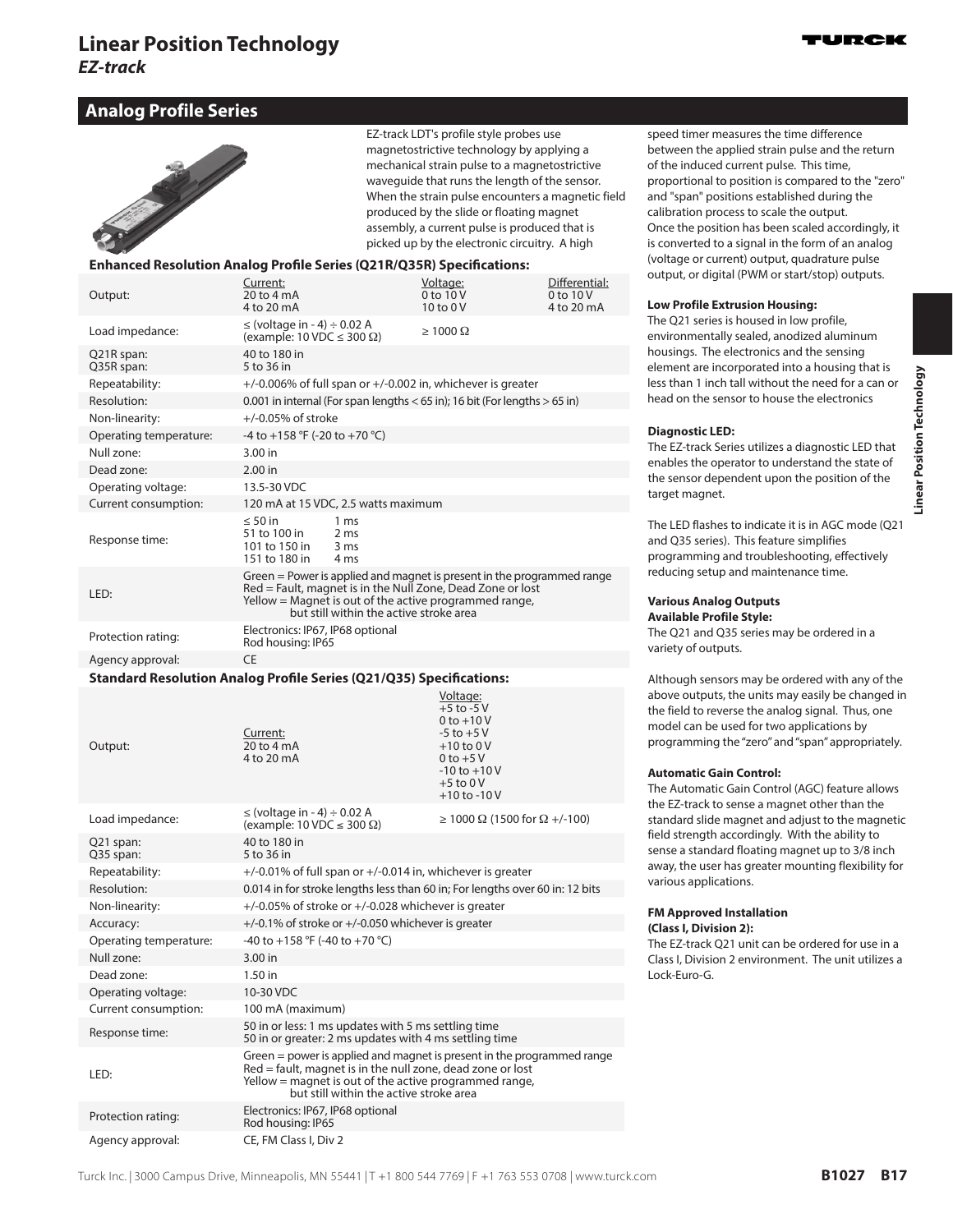# Linear Position Technology

*EZ-track*

## Analog Profile Series

EZ-track LDT's profile style probes use magnetostrictive technology by applying a mechanical strain pulse to a magnetostrictive waveguide that runs the length of the sensor. When the strain pulse encounters a magnetic field produced by the slide or floating magnet assembly, a current pulse is produced that is picked up by the electronic circuitry. A high speed timer measures the time difference between the applied strain pulse and the return of the induced current pulse. This time, proportional to position is compared to the "zero" and "span" positions established during the calibration process to scale the output. Once the position has been scaled accordingly, it is converted to a signal in the form of an analog (voltage or current) output, quadrature pulse output, or digital (PWM or start/stop) outputs.

### Enhanced Resolution Analog Profile Series (Q21R/Q35R) Specifications:

| | | | |
|---|---|---|---|
| Output: | Current:<br>20 to 4 mA<br>4 to 20 mA | Voltage:<br>0 to 10 V<br>10 to 0 V | Differential:<br>0 to 10 V<br>4 to 20 mA |
| Load impedance: | ≤ (voltage in - 4) ÷ 0.02 A<br>(example: 10 VDC ≤ 300 Ω) | ≥ 1000 Ω | |
| Q21R span:<br>Q35R span: | 40 to 180 in<br>5 to 36 in | | |
| Repeatability: | +/-0.006% of full span or +/-0.002 in, whichever is greater | | |
| Resolution: | 0.001 in internal (For span lengths < 65 in); 16 bit (For lengths > 65 in) | | |
| Non-linearity: | +/-0.05% of stroke | | |
| Operating temperature: | -4 to +158 °F (-20 to +70 °C) | | |
| Null zone: | 3.00 in | | |
| Dead zone: | 2.00 in | | |
| Operating voltage: | 13.5-30 VDC | | |
| Current consumption: | 120 mA at 15 VDC, 2.5 watts maximum | | |
| Response time: | ≤ 50 in 1 ms<br>51 to 100 in 2 ms<br>101 to 150 in 3 ms<br>151 to 180 in 4 ms | | |
| LED: | Green = Power is applied and magnet is present in the programmed range<br>Red = Fault, magnet is in the Null Zone, Dead Zone or lost<br>Yellow = Magnet is out of the active programmed range, but still within the active stroke area | | |
| Protection rating: | Electronics: IP67, IP68 optional<br>Rod housing: IP65 | | |
| Agency approval: | CE | | |

### Standard Resolution Analog Profile Series (Q21/Q35) Specifications:

| | | |
|---|---|---|
| Output: | Current:<br>20 to 4 mA<br>4 to 20 mA | Voltage:<br>+5 to -5 V<br>0 to +10 V<br>-5 to +5 V<br>+10 to 0 V<br>0 to +5 V<br>-10 to +10 V<br>+5 to 0 V<br>+10 to -10 V |
| Load impedance: | ≤ (voltage in - 4) ÷ 0.02 A<br>(example: 10 VDC ≤ 300 Ω) | ≥ 1000 Ω (1500 for Ω +/-100) |
| Q21 span:<br>Q35 span: | 40 to 180 in<br>5 to 36 in | |
| Repeatability: | +/-0.01% of full span or +/-0.014 in, whichever is greater | |
| Resolution: | 0.014 in for stroke lengths less than 60 in; For lengths over 60 in: 12 bits | |
| Non-linearity: | +/-0.05% of stroke or +/-0.028 whichever is greater | |
| Accuracy: | +/-0.1% of stroke or +/-0.050 whichever is greater | |
| Operating temperature: | -40 to +158 °F (-40 to +70 °C) | |
| Null zone: | 3.00 in | |
| Dead zone: | 1.50 in | |
| Operating voltage: | 10-30 VDC | |
| Current consumption: | 100 mA (maximum) | |
| Response time: | 50 in or less: 1 ms updates with 5 ms settling time<br>50 in or greater: 2 ms updates with 4 ms settling time | |
| LED: | Green = power is applied and magnet is present in the programmed range<br>Red = fault, magnet is in the null zone, dead zone or lost<br>Yellow = magnet is out of the active programmed range, but still within the active stroke area | |
| Protection rating: | Electronics: IP67, IP68 optional<br>Rod housing: IP65 | |
| Agency approval: | CE, FM Class I, Div 2 | |

**Low Profile Extrusion Housing:**
The Q21 series is housed in low profile, environmentally sealed, anodized aluminum housings. The electronics and the sensing element are incorporated into a housing that is less than 1 inch tall without the need for a can or head on the sensor to house the electronics

**Diagnostic LED:**
The EZ-track Series utilizes a diagnostic LED that enables the operator to understand the state of the sensor dependent upon the position of the target magnet.

The LED flashes to indicate it is in AGC mode (Q21 and Q35 series). This feature simplifies programming and troubleshooting, effectively reducing setup and maintenance time.

**Various Analog Outputs Available Profile Style:**
The Q21 and Q35 series may be ordered in a variety of outputs.

Although sensors may be ordered with any of the above outputs, the units may easily be changed in the field to reverse the analog signal. Thus, one model can be used for two applications by programming the "zero" and "span" appropriately.

**Automatic Gain Control:**
The Automatic Gain Control (AGC) feature allows the EZ-track to sense a magnet other than the standard slide magnet and adjust to the magnetic field strength accordingly. With the ability to sense a standard floating magnet up to 3/8 inch away, the user has greater mounting flexibility for various applications.

**FM Approved Installation (Class I, Division 2):**
The EZ-track Q21 unit can be ordered for use in a Class I, Division 2 environment. The unit utilizes a Lock-Euro-G.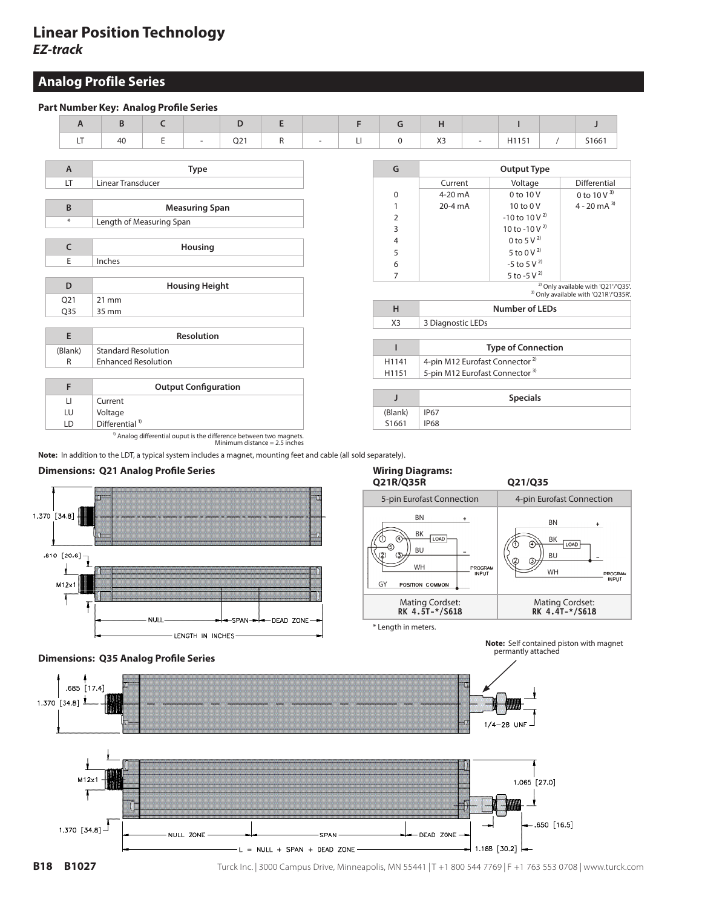# Linear Position Technology
## *EZ-track*

## Analog Profile Series

### Part Number Key: Analog Profile Series

| A | B | C | | D | E | | F | G | H | | I | | J |
|---|---|---|---|---|---|---|---|---|---|---|---|---|---|
| LT | 40 | E | - | Q21 | R | - | LI | 0 | X3 | - | H1151 | / | S1661 |

| A | Type |
|---|---|
| LT | Linear Transducer |

| B | Measuring Span |
|---|---|
| * | Length of Measuring Span |

| C | Housing |
|---|---|
| E | Inches |

| D | Housing Height |
|---|---|
| Q21 | 21 mm |
| Q35 | 35 mm |

| E | Resolution |
|---|---|
| (Blank) | Standard Resolution |
| R | Enhanced Resolution |

| F | Output Configuration |
|---|---|
| LI | Current |
| LU | Voltage |
| LD | Differential [1] |

[1] Analog differential ouput is the difference between two magnets. Minimum distance = 2.5 inches

| G | Output Type | | |
|---|---|---|---|
| | Current | Voltage | Differential |
| 0 | 4-20 mA | 0 to 10 V | 0 to 10 V [3] |
| 1 | 20-4 mA | 10 to 0 V | 4 - 20 mA [3] |
| 2 | | -10 to 10 V [2] | |
| 3 | | 10 to -10 V [2] | |
| 4 | | 0 to 5 V [2] | |
| 5 | | 5 to 0 V [2] | |
| 6 | | -5 to 5 V [2] | |
| 7 | | 5 to -5 V [2] | |

[2] Only available with 'Q21'/'Q35'.
[3] Only available with 'Q21R'/'Q35R'.

| H | Number of LEDs |
|---|---|
| X3 | 3 Diagnostic LEDs |

| I | Type of Connection |
|---|---|
| H1141 | 4-pin M12 Eurofast Connector [2] |
| H1151 | 5-pin M12 Eurofast Connector [3] |

| J | Specials |
|---|---|
| (Blank) | IP67 |
| S1661 | IP68 |

**Note:** In addition to the LDT, a typical system includes a magnet, mounting feet and cable (all sold separately).

### Dimensions: Q21 Analog Profile Series

1.370 [34.8]
.810 [20.6]
M12x1
NULL
SPAN
DEAD ZONE
LENGTH IN INCHES

### Wiring Diagrams:

| Q21R/Q35R | Q21/Q35 |
|---|---|
| 5-pin Eurofast Connection | 4-pin Eurofast Connection |
| BN +, BK LOAD, BU −, WH PROGRAM INPUT, GY POSITION COMMON | BN +, BK LOAD, BU −, WH PROGRAM INPUT |
| Mating Cordset: **RK 4.5T-*/S618** | Mating Cordset: **RK 4.4T-*/S618** |

\* Length in meters.

**Note:** Self contained piston with magnet permantly attached

### Dimensions: Q35 Analog Profile Series

.685 [17.4]
1.370 [34.8]
1/4–28 UNF
M12x1
1.065 [27.0]
.650 [16.5]
1.370 [34.8]
NULL ZONE
SPAN
DEAD ZONE
L = NULL + SPAN + DEAD ZONE
1.188 [30.2]